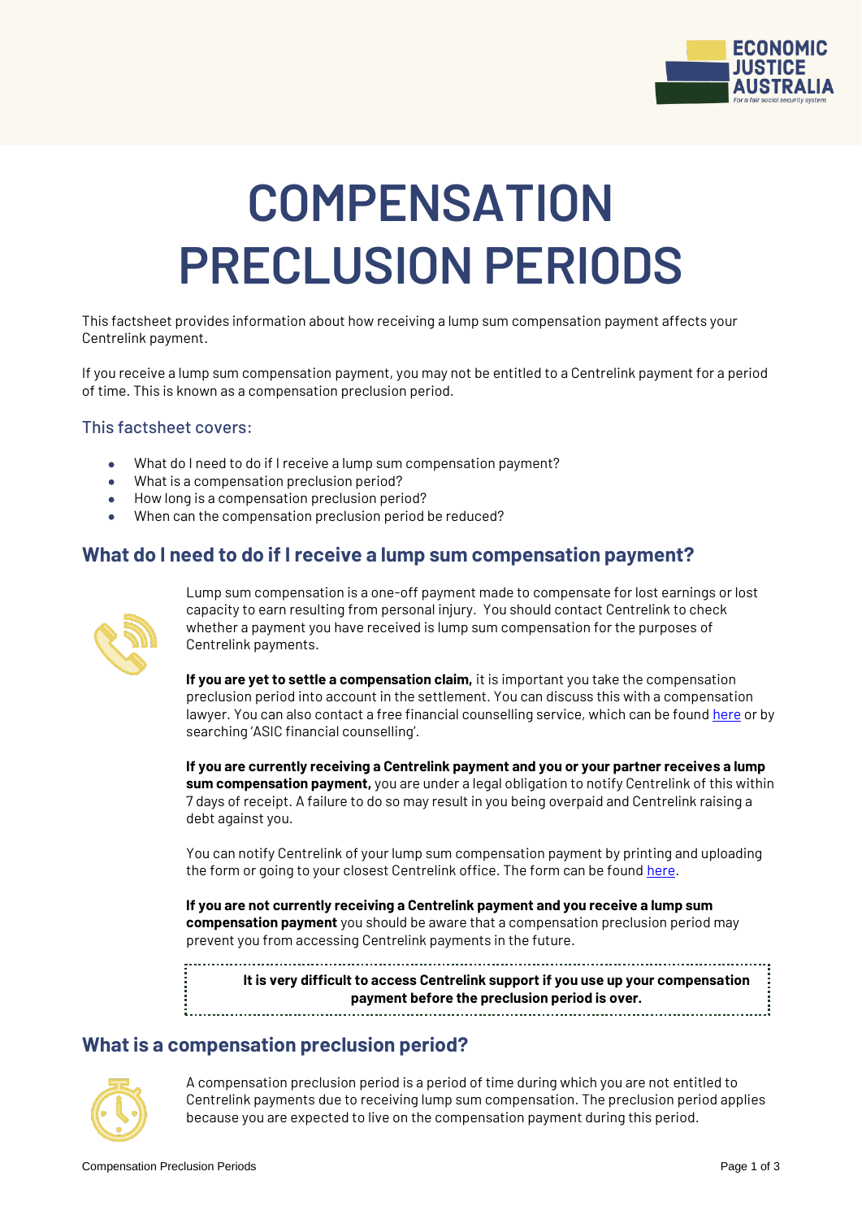# COMPENSATION PRECLUSION PERIODS

This factsheet provides information about how receiving a lump sum compensation payment affects your Centrelink payment.

If you receive a lump sum compensation payment, you may not be entitled to a Centrelink payment for a period of time. This is known as a compensation preclusion period.

### This factsheet covers:

- What do I need to do if I receive a lump sum compensation payment?
- What is a compensation preclusion period?
- How long is a compensation preclusion period?
- When can the compensation preclusion period be reduced?

## What do I need to do if I receive a lump sum compensation payment?

Lump sum compensation is a one-off payment made to compensate for lost earnings or lost capacity to earn resulting from personal injury. You should contact Centrelink to check whether a payment you have received is lump sum compensation for the purposes of Centrelink payments.

**If you are yet to settle a compensation claim,** it is important you take the compensation preclusion period into account in the settlement. You can discuss this with a compensation lawyer. You can also contact a free financial counselling service, which can be found here or by searching 'ASIC financial counselling'.

**If you are currently receiving a Centrelink payment and you or your partner receives a lump sum compensation payment,** you are under a legal obligation to notify Centrelink of this within 7 days of receipt. A failure to do so may result in you being overpaid and Centrelink raising a debt against you.

You can notify Centrelink of your lump sum compensation payment by printing and uploading the form or going to your closest Centrelink office. The form can be found here.

**If you are not currently receiving a Centrelink payment and you receive a lump sum compensation payment** you should be aware that a compensation preclusion period may prevent you from accessing Centrelink payments in the future.

**It is very difficult to access Centrelink support if you use up your compensation payment before the preclusion period is over.**

## What is a compensation preclusion period?

A compensation preclusion period is a period of time during which you are not entitled to Centrelink payments due to receiving lump sum compensation. The preclusion period applies because you are expected to live on the compensation payment during this period.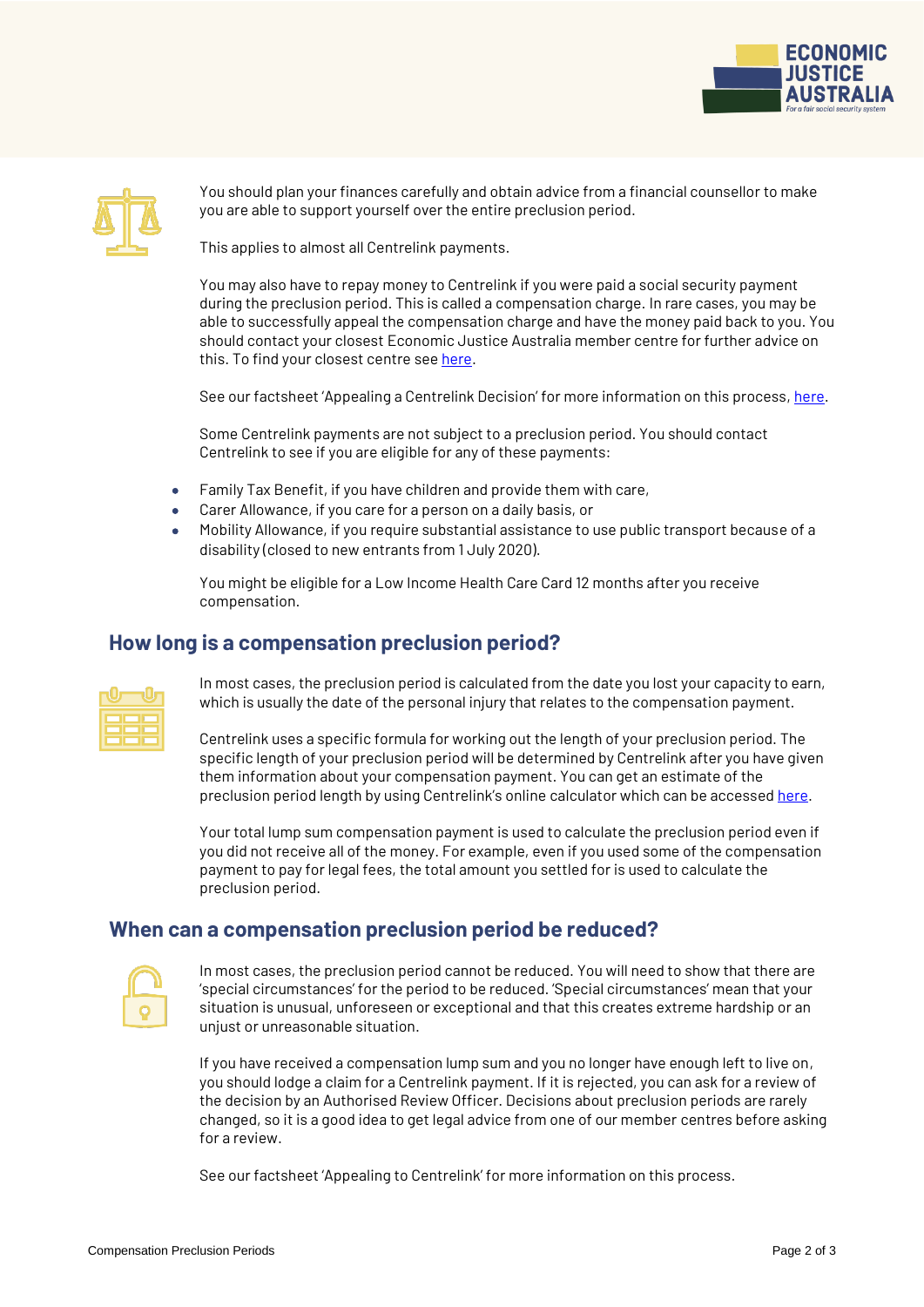You should plan your finances carefully and obtain advice from a financial counsellor to make you are able to support yourself over the entire preclusion period.

This applies to almost all Centrelink payments.

You may also have to repay money to Centrelink if you were paid a social security payment during the preclusion period. This is called a compensation charge. In rare cases, you may be able to successfully appeal the compensation charge and have the money paid back to you. You should contact your closest Economic Justice Australia member centre for further advice on this. To find your closest centre see here.

See our factsheet 'Appealing a Centrelink Decision' for more information on this process, here.

Some Centrelink payments are not subject to a preclusion period. You should contact Centrelink to see if you are eligible for any of these payments:

- Family Tax Benefit, if you have children and provide them with care,
- Carer Allowance, if you care for a person on a daily basis, or
- Mobility Allowance, if you require substantial assistance to use public transport because of a disability (closed to new entrants from 1 July 2020).

You might be eligible for a Low Income Health Care Card 12 months after you receive compensation.

## How long is a compensation preclusion period?

In most cases, the preclusion period is calculated from the date you lost your capacity to earn, which is usually the date of the personal injury that relates to the compensation payment.

Centrelink uses a specific formula for working out the length of your preclusion period. The specific length of your preclusion period will be determined by Centrelink after you have given them information about your compensation payment. You can get an estimate of the preclusion period length by using Centrelink's online calculator which can be accessed here.

Your total lump sum compensation payment is used to calculate the preclusion period even if you did not receive all of the money. For example, even if you used some of the compensation payment to pay for legal fees, the total amount you settled for is used to calculate the preclusion period.

## When can a compensation preclusion period be reduced?

In most cases, the preclusion period cannot be reduced. You will need to show that there are 'special circumstances' for the period to be reduced. 'Special circumstances' mean that your situation is unusual, unforeseen or exceptional and that this creates extreme hardship or an unjust or unreasonable situation.

If you have received a compensation lump sum and you no longer have enough left to live on, you should lodge a claim for a Centrelink payment. If it is rejected, you can ask for a review of the decision by an Authorised Review Officer. Decisions about preclusion periods are rarely changed, so it is a good idea to get legal advice from one of our member centres before asking for a review.

See our factsheet 'Appealing to Centrelink' for more information on this process.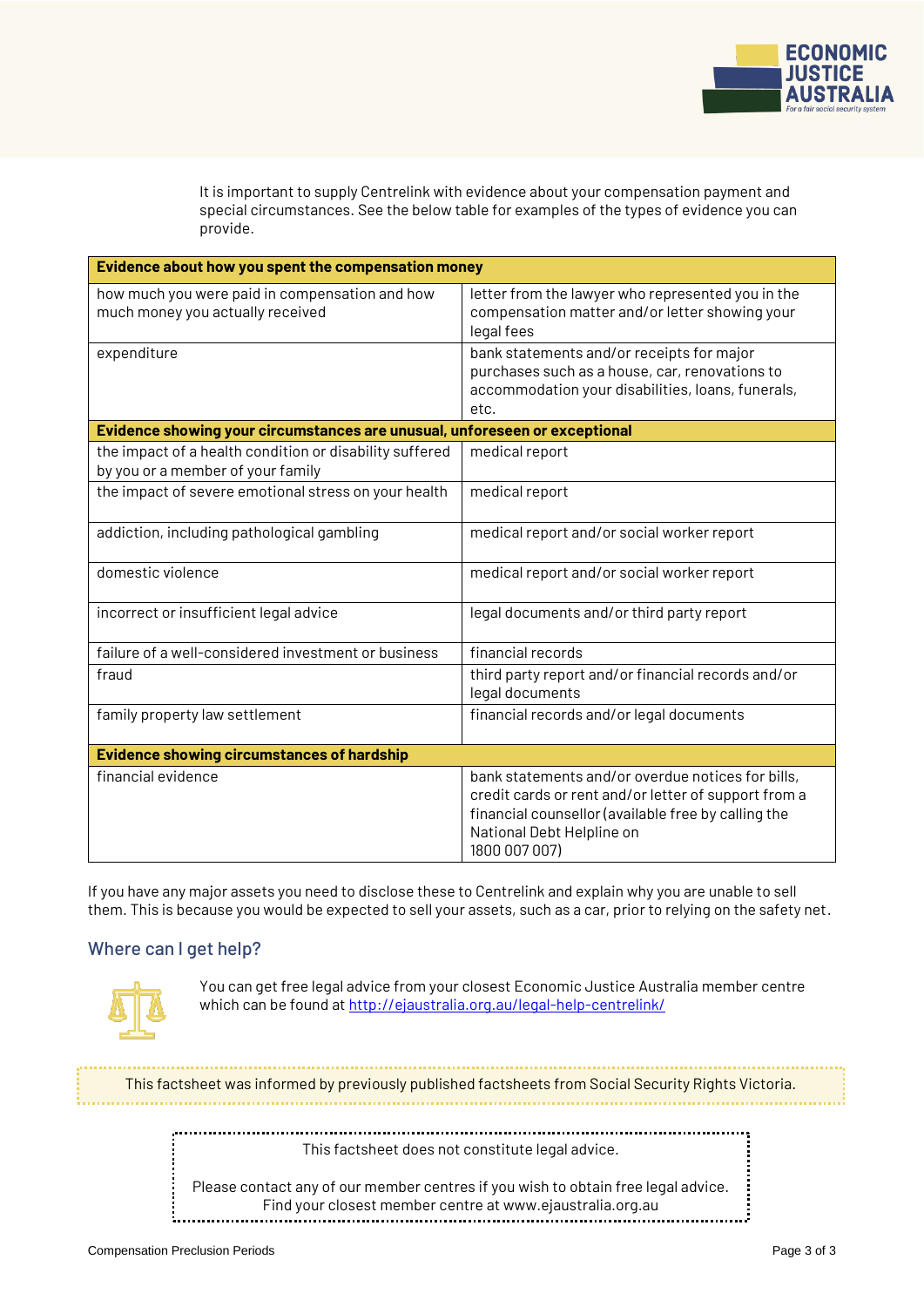It is important to supply Centrelink with evidence about your compensation payment and special circumstances. See the below table for examples of the types of evidence you can provide.

| | |
|---|---|
| **Evidence about how you spent the compensation money** | |
| how much you were paid in compensation and how much money you actually received | letter from the lawyer who represented you in the compensation matter and/or letter showing your legal fees |
| expenditure | bank statements and/or receipts for major purchases such as a house, car, renovations to accommodation your disabilities, loans, funerals, etc. |
| **Evidence showing your circumstances are unusual, unforeseen or exceptional** | |
| the impact of a health condition or disability suffered by you or a member of your family | medical report |
| the impact of severe emotional stress on your health | medical report |
| addiction, including pathological gambling | medical report and/or social worker report |
| domestic violence | medical report and/or social worker report |
| incorrect or insufficient legal advice | legal documents and/or third party report |
| failure of a well-considered investment or business | financial records |
| fraud | third party report and/or financial records and/or legal documents |
| family property law settlement | financial records and/or legal documents |
| **Evidence showing circumstances of hardship** | |
| financial evidence | bank statements and/or overdue notices for bills, credit cards or rent and/or letter of support from a financial counsellor (available free by calling the National Debt Helpline on 1800 007 007) |

If you have any major assets you need to disclose these to Centrelink and explain why you are unable to sell them. This is because you would be expected to sell your assets, such as a car, prior to relying on the safety net.

## Where can I get help?

You can get free legal advice from your closest Economic Justice Australia member centre which can be found at http://ejaustralia.org.au/legal-help-centrelink/

This factsheet was informed by previously published factsheets from Social Security Rights Victoria.

This factsheet does not constitute legal advice.

Please contact any of our member centres if you wish to obtain free legal advice. Find your closest member centre at www.ejaustralia.org.au